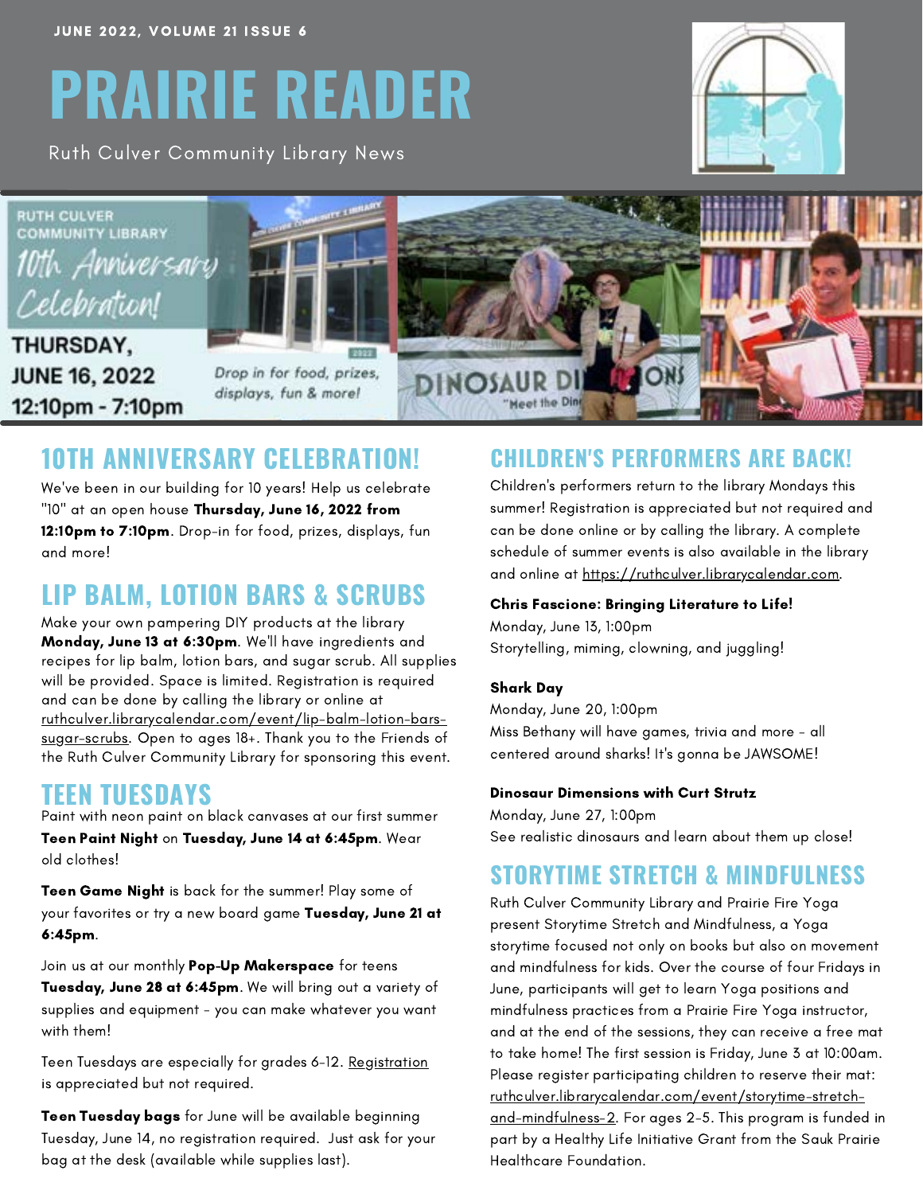JUNE 2022, VOLUME 21 ISSUE 6

# PRAIRIE READER

Ruth Culver Community Library News

RUTH CULVER COMMUNITY LIBRARY

*10th Anniversary Celebration!*

THURSDAY, JUNE 16, 2022 12:10pm - 7:10pm

*Drop in for food, prizes, displays, fun & more!*

## 10TH ANNIVERSARY CELEBRATION!

We've been in our building for 10 years! Help us celebrate "10" at an open house **Thursday, June 16, 2022 from 12:10pm to 7:10pm**. Drop-in for food, prizes, displays, fun and more!

## LIP BALM, LOTION BARS & SCRUBS

Make your own pampering DIY products at the library **Monday, June 13 at 6:30pm**. We'll have ingredients and recipes for lip balm, lotion bars, and sugar scrub. All supplies will be provided. Space is limited. Registration is required and can be done by calling the library or online at ruthculver.librarycalendar.com/event/lip-balm-lotion-bars-sugar-scrubs. Open to ages 18+. Thank you to the Friends of the Ruth Culver Community Library for sponsoring this event.

## TEEN TUESDAYS

Paint with neon paint on black canvases at our first summer **Teen Paint Night** on **Tuesday, June 14 at 6:45pm**. Wear old clothes!

**Teen Game Night** is back for the summer! Play some of your favorites or try a new board game **Tuesday, June 21 at 6:45pm**.

Join us at our monthly **Pop-Up Makerspace** for teens **Tuesday, June 28 at 6:45pm**. We will bring out a variety of supplies and equipment - you can make whatever you want with them!

Teen Tuesdays are especially for grades 6-12. Registration is appreciated but not required.

**Teen Tuesday bags** for June will be available beginning Tuesday, June 14, no registration required. Just ask for your bag at the desk (available while supplies last).

## CHILDREN'S PERFORMERS ARE BACK!

Children's performers return to the library Mondays this summer! Registration is appreciated but not required and can be done online or by calling the library. A complete schedule of summer events is also available in the library and online at https://ruthculver.librarycalendar.com.

**Chris Fascione: Bringing Literature to Life!**
Monday, June 13, 1:00pm
Storytelling, miming, clowning, and juggling!

**Shark Day**
Monday, June 20, 1:00pm
Miss Bethany will have games, trivia and more - all centered around sharks! It's gonna be JAWSOME!

**Dinosaur Dimensions with Curt Strutz**
Monday, June 27, 1:00pm
See realistic dinosaurs and learn about them up close!

## STORYTIME STRETCH & MINDFULNESS

Ruth Culver Community Library and Prairie Fire Yoga present Storytime Stretch and Mindfulness, a Yoga storytime focused not only on books but also on movement and mindfulness for kids. Over the course of four Fridays in June, participants will get to learn Yoga positions and mindfulness practices from a Prairie Fire Yoga instructor, and at the end of the sessions, they can receive a free mat to take home! The first session is Friday, June 3 at 10:00am. Please register participating children to reserve their mat: ruthculver.librarycalendar.com/event/storytime-stretch-and-mindfulness-2. For ages 2-5. This program is funded in part by a Healthy Life Initiative Grant from the Sauk Prairie Healthcare Foundation.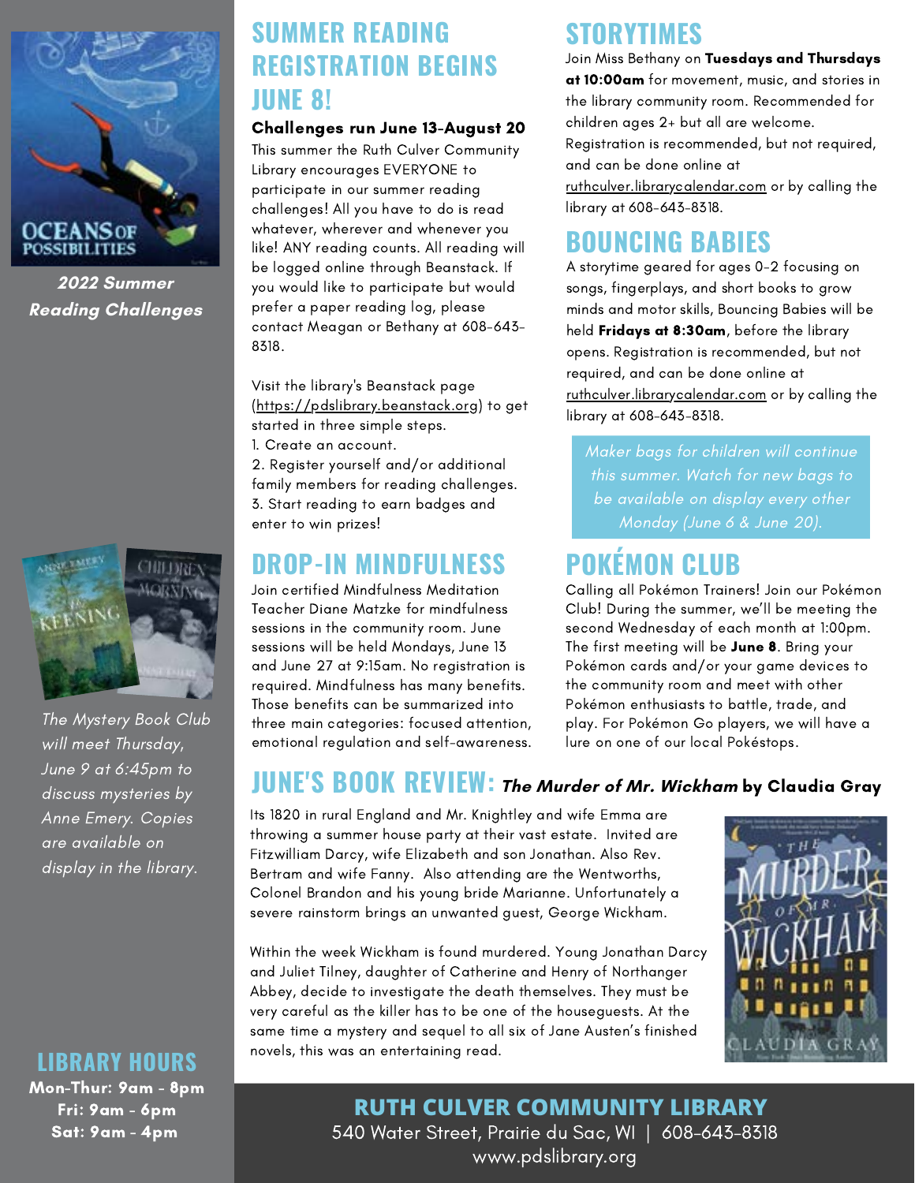*2022 Summer Reading Challenges*

*The Mystery Book Club will meet Thursday, June 9 at 6:45pm to discuss mysteries by Anne Emery. Copies are available on display in the library.*

## LIBRARY HOURS

**Mon-Thur: 9am - 8pm**
**Fri: 9am - 6pm**
**Sat: 9am - 4pm**

## SUMMER READING REGISTRATION BEGINS JUNE 8!

**Challenges run June 13-August 20**

This summer the Ruth Culver Community Library encourages EVERYONE to participate in our summer reading challenges! All you have to do is read whatever, wherever and whenever you like! ANY reading counts. All reading will be logged online through Beanstack. If you would like to participate but would prefer a paper reading log, please contact Meagan or Bethany at 608-643-8318.

Visit the library's Beanstack page (https://pdslibrary.beanstack.org) to get started in three simple steps.

1. Create an account.
2. Register yourself and/or additional family members for reading challenges.
3. Start reading to earn badges and enter to win prizes!

## DROP-IN MINDFULNESS

Join certified Mindfulness Meditation Teacher Diane Matzke for mindfulness sessions in the community room. June sessions will be held Mondays, June 13 and June 27 at 9:15am. No registration is required. Mindfulness has many benefits. Those benefits can be summarized into three main categories: focused attention, emotional regulation and self-awareness.

## STORYTIMES

Join Miss Bethany on **Tuesdays and Thursdays at 10:00am** for movement, music, and stories in the library community room. Recommended for children ages 2+ but all are welcome. Registration is recommended, but not required, and can be done online at ruthculver.librarycalendar.com or by calling the library at 608-643-8318.

## BOUNCING BABIES

A storytime geared for ages 0-2 focusing on songs, fingerplays, and short books to grow minds and motor skills, Bouncing Babies will be held **Fridays at 8:30am**, before the library opens. Registration is recommended, but not required, and can be done online at ruthculver.librarycalendar.com or by calling the library at 608-643-8318.

*Maker bags for children will continue this summer. Watch for new bags to be available on display every other Monday (June 6 & June 20).*

## POKÉMON CLUB

Calling all Pokémon Trainers! Join our Pokémon Club! During the summer, we'll be meeting the second Wednesday of each month at 1:00pm. The first meeting will be **June 8**. Bring your Pokémon cards and/or your game devices to the community room and meet with other Pokémon enthusiasts to battle, trade, and play. For Pokémon Go players, we will have a lure on one of our local Pokéstops.

## JUNE'S BOOK REVIEW: ***The Murder of Mr. Wickham*** **by Claudia Gray**

Its 1820 in rural England and Mr. Knightley and wife Emma are throwing a summer house party at their vast estate. Invited are Fitzwilliam Darcy, wife Elizabeth and son Jonathan. Also Rev. Bertram and wife Fanny. Also attending are the Wentworths, Colonel Brandon and his young bride Marianne. Unfortunately a severe rainstorm brings an unwanted guest, George Wickham.

Within the week Wickham is found murdered. Young Jonathan Darcy and Juliet Tilney, daughter of Catherine and Henry of Northanger Abbey, decide to investigate the death themselves. They must be very careful as the killer has to be one of the houseguests. At the same time a mystery and sequel to all six of Jane Austen's finished novels, this was an entertaining read.

**RUTH CULVER COMMUNITY LIBRARY**
540 Water Street, Prairie du Sac, WI | 608-643-8318
www.pdslibrary.org